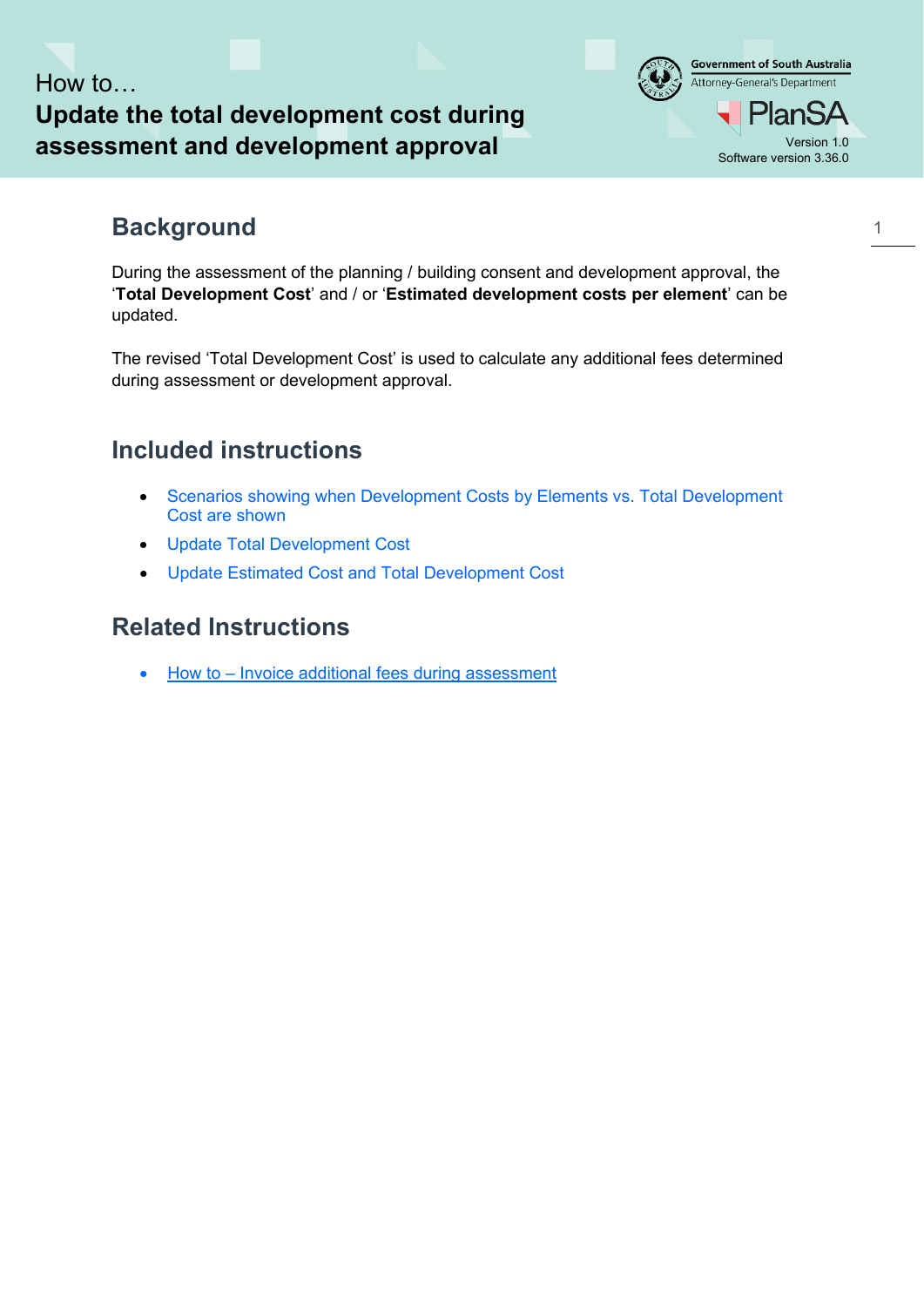How to…

# Update the total development cost during assessment and development approval

Government of South Australia
Attorney-General's Department

PlanSA

Version 1.0
Software version 3.36.0

## Background

During the assessment of the planning / building consent and development approval, the '**Total Development Cost**' and / or '**Estimated development costs per element**' can be updated.

The revised 'Total Development Cost' is used to calculate any additional fees determined during assessment or development approval.

## Included instructions

- Scenarios showing when Development Costs by Elements vs. Total Development Cost are shown
- Update Total Development Cost
- Update Estimated Cost and Total Development Cost

## Related Instructions

- How to – Invoice additional fees during assessment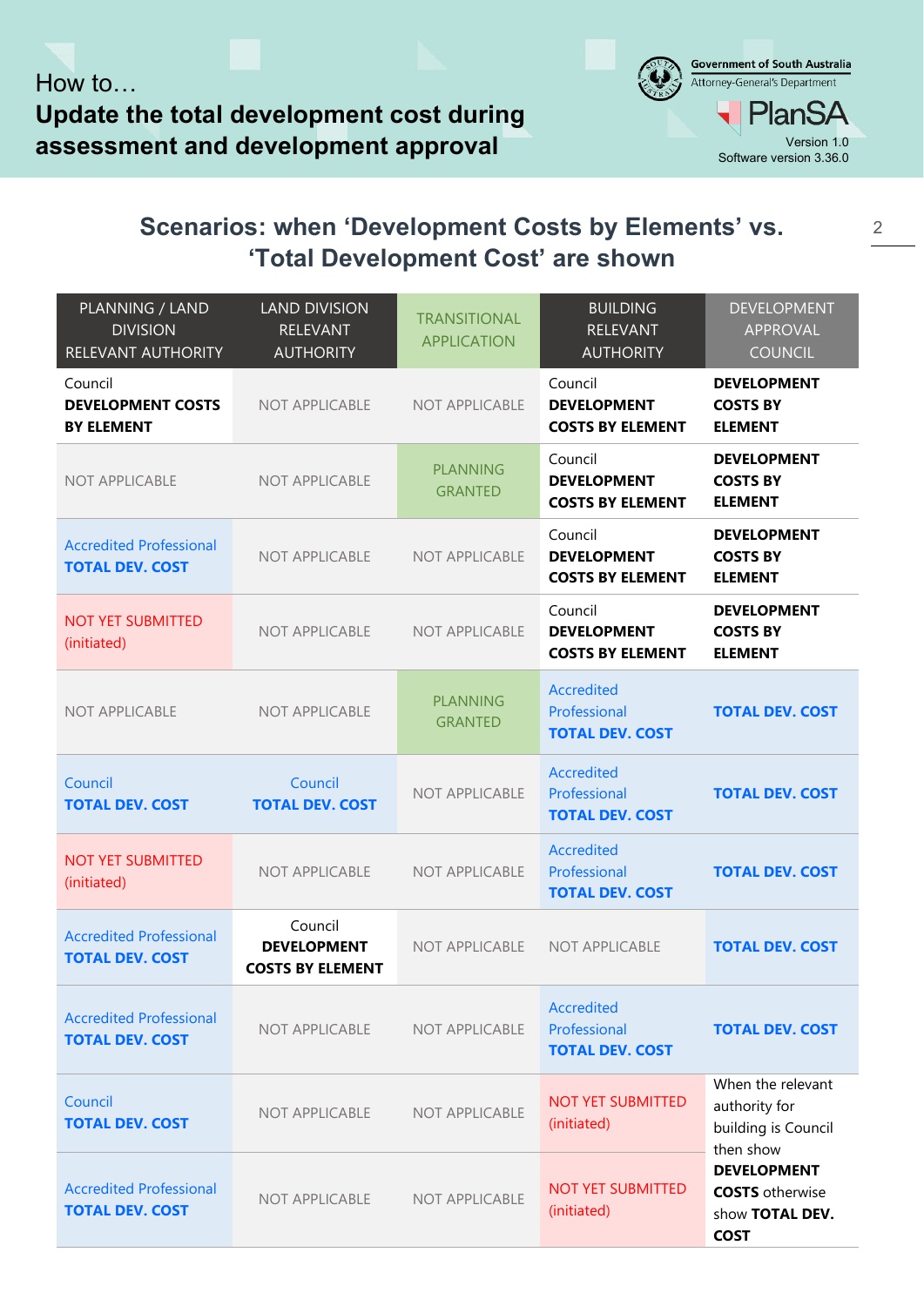## Scenarios: when 'Development Costs by Elements' vs. 'Total Development Cost' are shown

| PLANNING / LAND DIVISION RELEVANT AUTHORITY | LAND DIVISION RELEVANT AUTHORITY | TRANSITIONAL APPLICATION | BUILDING RELEVANT AUTHORITY | DEVELOPMENT APPROVAL COUNCIL |
|---|---|---|---|---|
| Council **DEVELOPMENT COSTS BY ELEMENT** | NOT APPLICABLE | NOT APPLICABLE | Council **DEVELOPMENT COSTS BY ELEMENT** | **DEVELOPMENT COSTS BY ELEMENT** |
| NOT APPLICABLE | NOT APPLICABLE | PLANNING GRANTED | Council **DEVELOPMENT COSTS BY ELEMENT** | **DEVELOPMENT COSTS BY ELEMENT** |
| Accredited Professional **TOTAL DEV. COST** | NOT APPLICABLE | NOT APPLICABLE | Council **DEVELOPMENT COSTS BY ELEMENT** | **DEVELOPMENT COSTS BY ELEMENT** |
| NOT YET SUBMITTED (initiated) | NOT APPLICABLE | NOT APPLICABLE | Council **DEVELOPMENT COSTS BY ELEMENT** | **DEVELOPMENT COSTS BY ELEMENT** |
| NOT APPLICABLE | NOT APPLICABLE | PLANNING GRANTED | Accredited Professional **TOTAL DEV. COST** | **TOTAL DEV. COST** |
| Council **TOTAL DEV. COST** | Council **TOTAL DEV. COST** | NOT APPLICABLE | Accredited Professional **TOTAL DEV. COST** | **TOTAL DEV. COST** |
| NOT YET SUBMITTED (initiated) | NOT APPLICABLE | NOT APPLICABLE | Accredited Professional **TOTAL DEV. COST** | **TOTAL DEV. COST** |
| Accredited Professional **TOTAL DEV. COST** | Council **DEVELOPMENT COSTS BY ELEMENT** | NOT APPLICABLE | NOT APPLICABLE | **TOTAL DEV. COST** |
| Accredited Professional **TOTAL DEV. COST** | NOT APPLICABLE | NOT APPLICABLE | Accredited Professional **TOTAL DEV. COST** | **TOTAL DEV. COST** |
| Council **TOTAL DEV. COST** | NOT APPLICABLE | NOT APPLICABLE | NOT YET SUBMITTED (initiated) | When the relevant authority for building is Council then show **DEVELOPMENT COSTS** otherwise show **TOTAL DEV. COST** |
| Accredited Professional **TOTAL DEV. COST** | NOT APPLICABLE | NOT APPLICABLE | NOT YET SUBMITTED (initiated) | |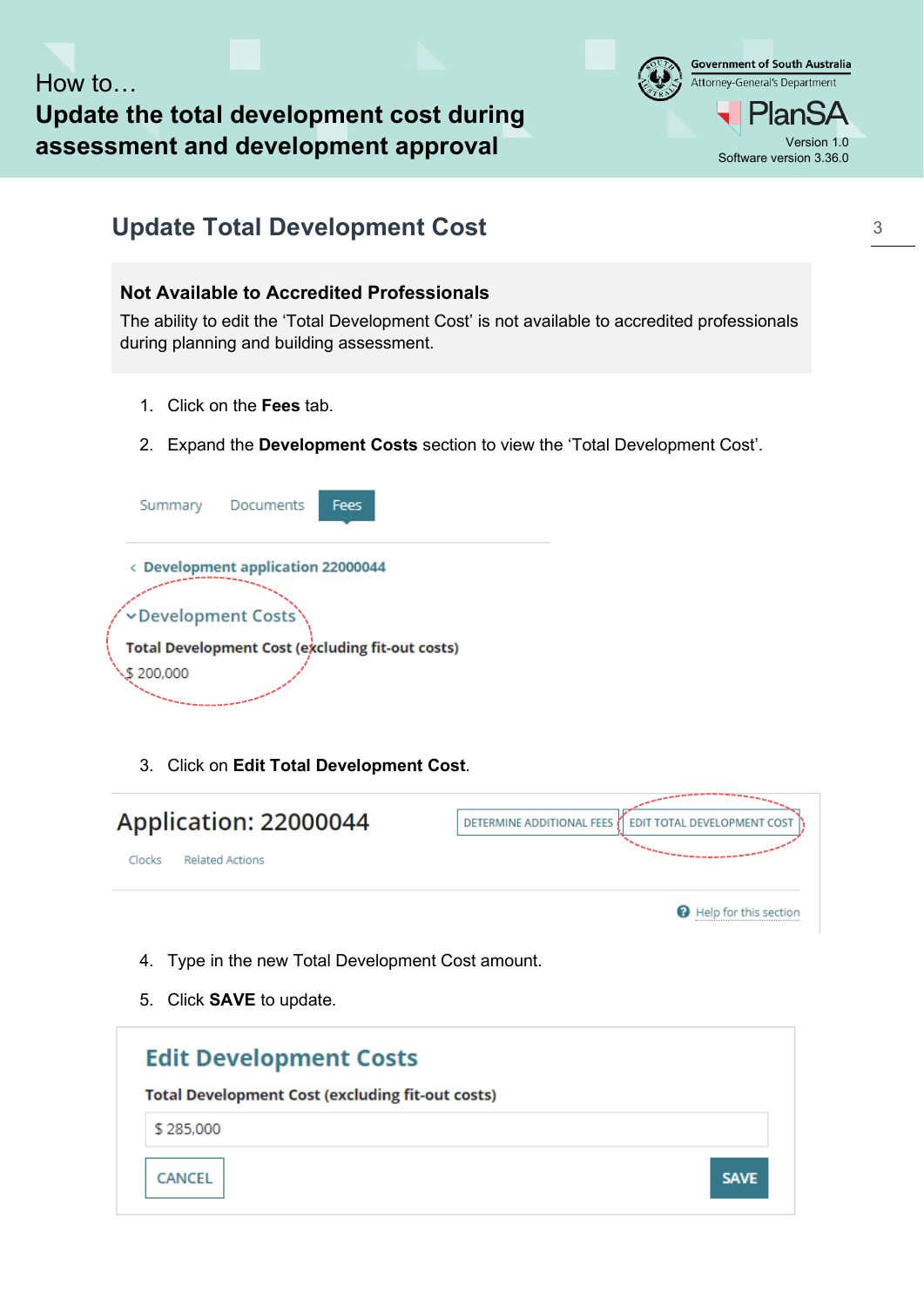## Update Total Development Cost

**Not Available to Accredited Professionals**

The ability to edit the 'Total Development Cost' is not available to accredited professionals during planning and building assessment.

1. Click on the **Fees** tab.
2. Expand the **Development Costs** section to view the 'Total Development Cost'.

Summary Documents Fees

‹ Development application 22000044

˅ Development Costs

**Total Development Cost (excluding fit-out costs)**

$ 200,000

3. Click on **Edit Total Development Cost**.

Application: 22000044

DETERMINE ADDITIONAL FEES EDIT TOTAL DEVELOPMENT COST

Clocks Related Actions

Help for this section

4. Type in the new Total Development Cost amount.
5. Click **SAVE** to update.

**Edit Development Costs**

**Total Development Cost (excluding fit-out costs)**

$ 285,000

CANCEL SAVE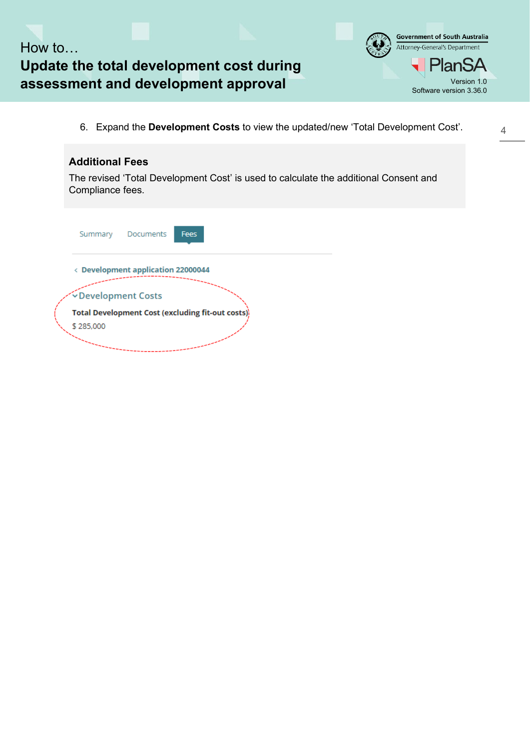6. Expand the **Development Costs** to view the updated/new 'Total Development Cost'.

**Additional Fees**

The revised 'Total Development Cost' is used to calculate the additional Consent and Compliance fees.

Summary Documents Fees

‹ Development application 22000044

⌄Development Costs

**Total Development Cost (excluding fit-out costs)**

$ 285,000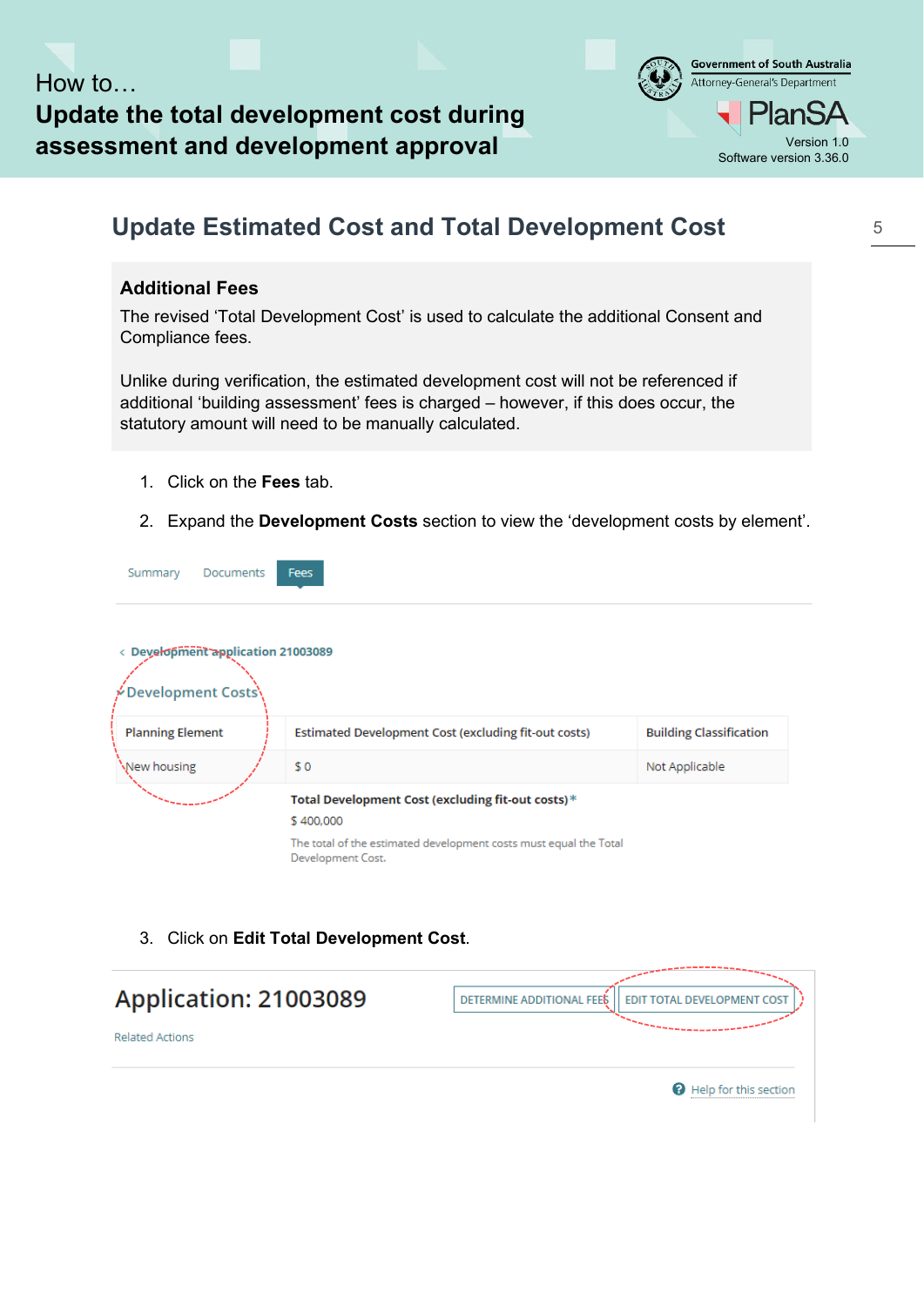## Update Estimated Cost and Total Development Cost

### Additional Fees

The revised 'Total Development Cost' is used to calculate the additional Consent and Compliance fees.

Unlike during verification, the estimated development cost will not be referenced if additional 'building assessment' fees is charged – however, if this does occur, the statutory amount will need to be manually calculated.

1. Click on the **Fees** tab.
2. Expand the **Development Costs** section to view the 'development costs by element'.

Summary Documents Fees

‹ Development application 21003089

Development Costs

| Planning Element | Estimated Development Cost (excluding fit-out costs) | Building Classification |
|---|---|---|
| New housing | $ 0 | Not Applicable |

**Total Development Cost (excluding fit-out costs)** *

$ 400,000

The total of the estimated development costs must equal the Total Development Cost.

3. Click on **Edit Total Development Cost**.

Application: 21003089

DETERMINE ADDITIONAL FEES EDIT TOTAL DEVELOPMENT COST

Related Actions

Help for this section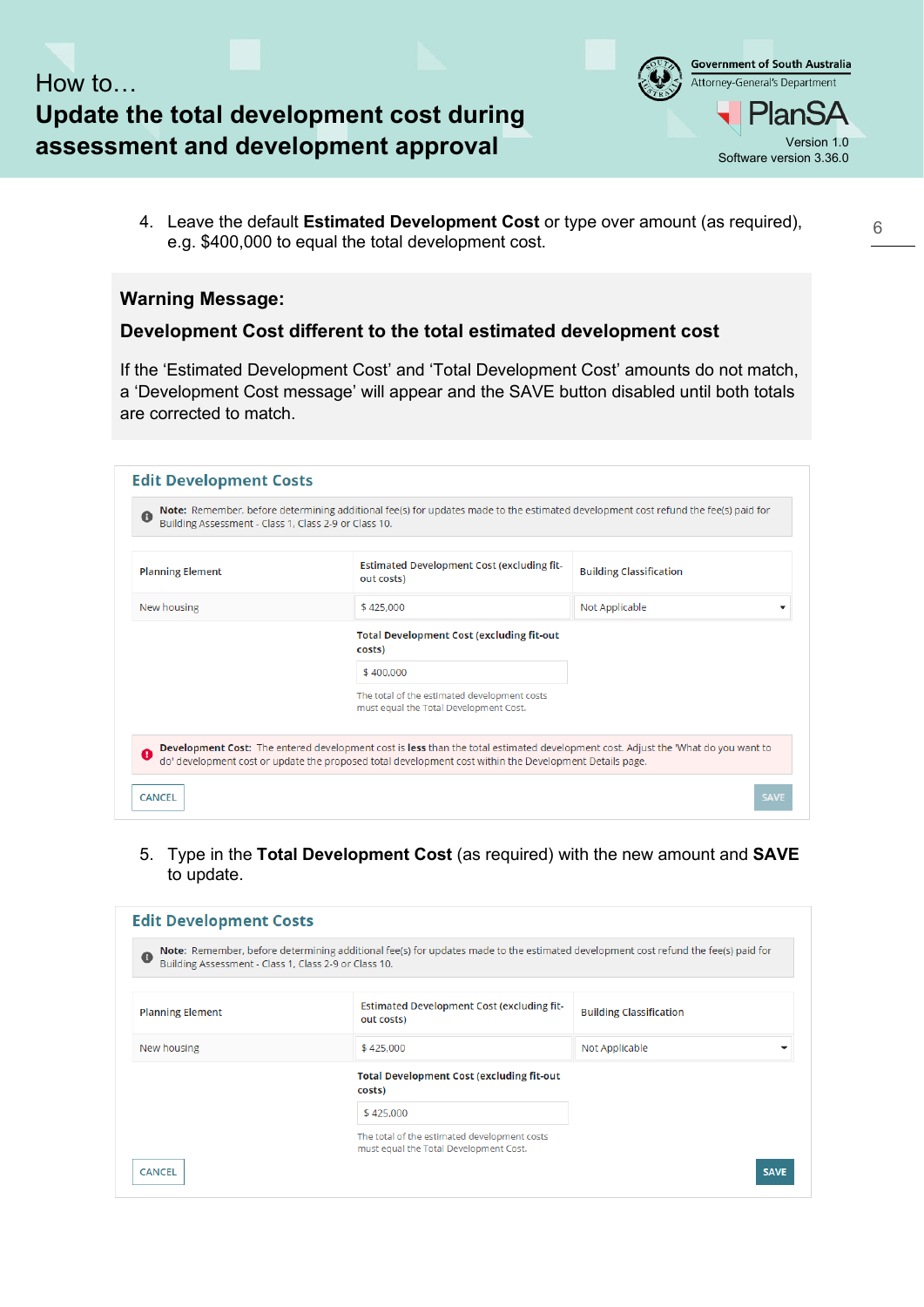4. Leave the default **Estimated Development Cost** or type over amount (as required), e.g. $400,000 to equal the total development cost.

**Warning Message:**

**Development Cost different to the total estimated development cost**

If the 'Estimated Development Cost' and 'Total Development Cost' amounts do not match, a 'Development Cost message' will appear and the SAVE button disabled until both totals are corrected to match.

**Edit Development Costs**

**Note:** Remember, before determining additional fee(s) for updates made to the estimated development cost refund the fee(s) paid for Building Assessment - Class 1, Class 2-9 or Class 10.

| Planning Element | Estimated Development Cost (excluding fit-out costs) | Building Classification |
|---|---|---|
| New housing | $ 425,000 | Not Applicable |

**Total Development Cost (excluding fit-out costs)**

$ 400,000

The total of the estimated development costs must equal the Total Development Cost.

**Development Cost:** The entered development cost is **less** than the total estimated development cost. Adjust the 'What do you want to do' development cost or update the proposed total development cost within the Development Details page.

CANCEL SAVE

5. Type in the **Total Development Cost** (as required) with the new amount and **SAVE** to update.

**Edit Development Costs**

**Note:** Remember, before determining additional fee(s) for updates made to the estimated development cost refund the fee(s) paid for Building Assessment - Class 1, Class 2-9 or Class 10.

| Planning Element | Estimated Development Cost (excluding fit-out costs) | Building Classification |
|---|---|---|
| New housing | $ 425,000 | Not Applicable |

**Total Development Cost (excluding fit-out costs)**

$ 425,000

The total of the estimated development costs must equal the Total Development Cost.

CANCEL SAVE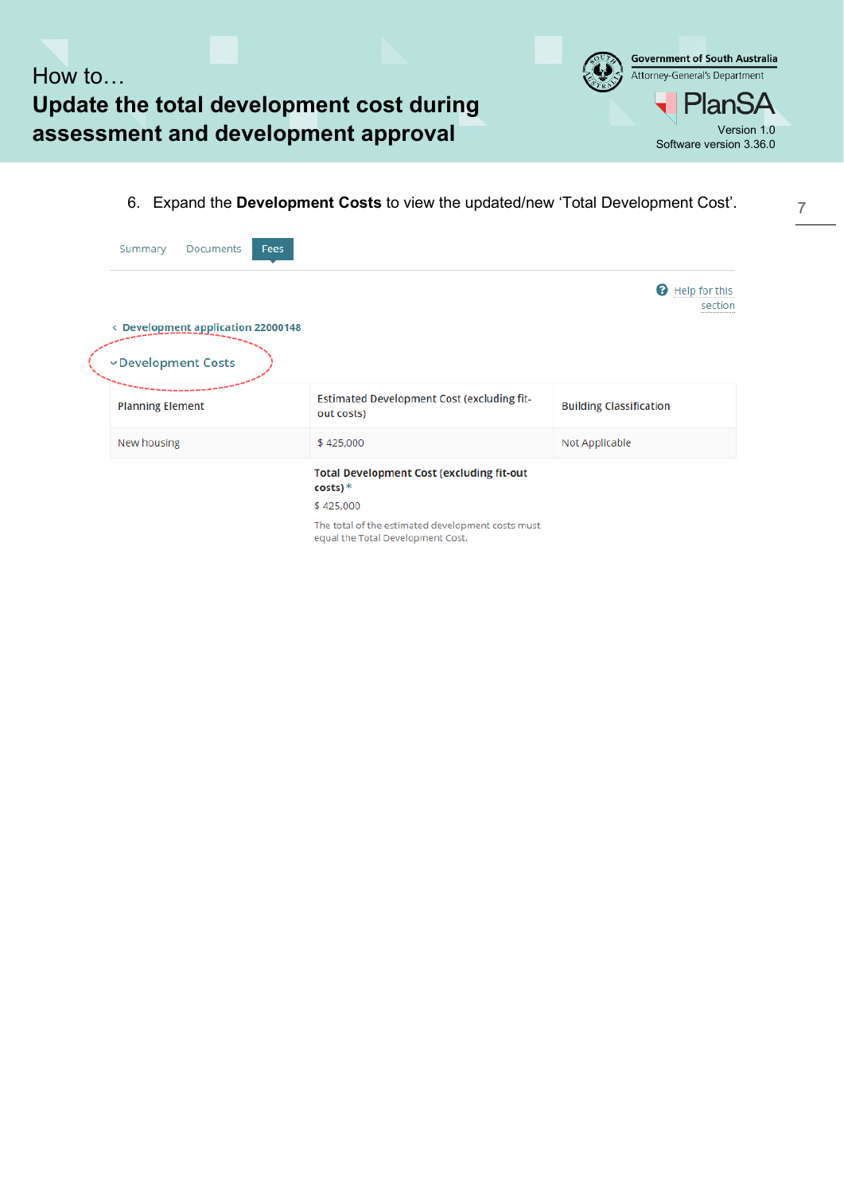6. Expand the **Development Costs** to view the updated/new 'Total Development Cost'.

Summary Documents Fees

Help for this section

< Development application 22000148

Development Costs

| Planning Element | Estimated Development Cost (excluding fit-out costs) | Building Classification |
|---|---|---|
| New housing | $ 425,000 | Not Applicable |

**Total Development Cost (excluding fit-out costs)** *

$ 425,000

The total of the estimated development costs must equal the Total Development Cost.